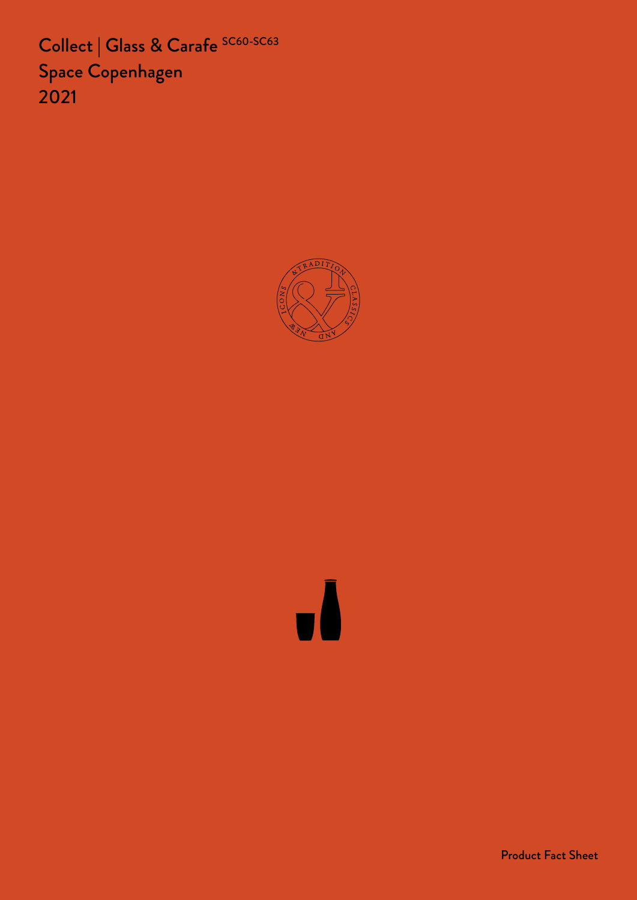# Collect | Glass & Carafe SC60-SC63

Space Copenhagen

2021

Product Fact Sheet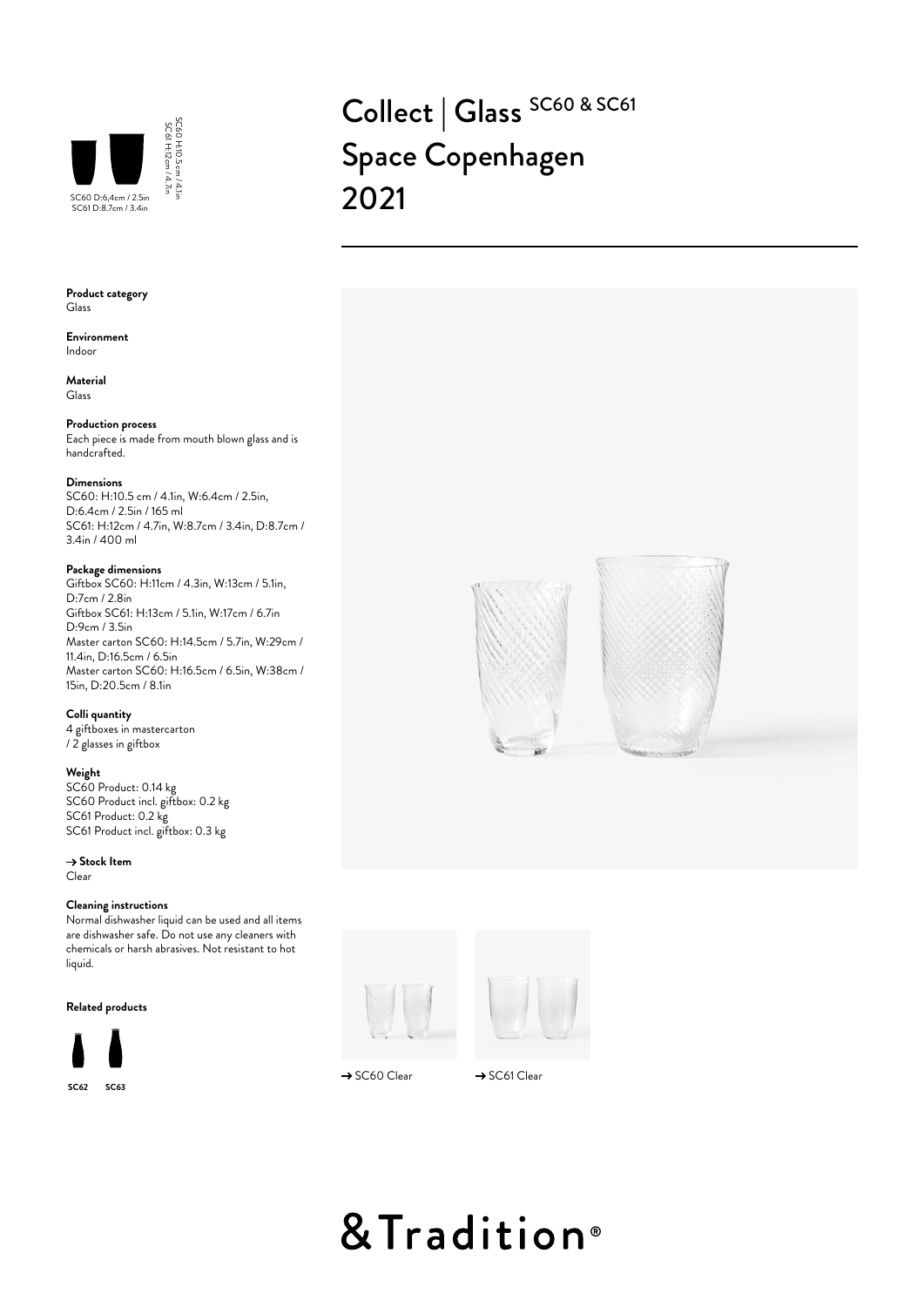SC60 D:6,4cm / 2.5in
SC61 D:8.7cm / 3.4in

SC60 H:10.5cm / 4.1in
SC61 H:12cm / 4.7in

# Collect | Glass SC60 & SC61
# Space Copenhagen
# 2021

**Product category**
Glass

**Environment**
Indoor

**Material**
Glass

**Production process**
Each piece is made from mouth blown glass and is handcrafted.

**Dimensions**
SC60: H:10.5 cm / 4.1in, W:6.4cm / 2.5in, D:6.4cm / 2.5in / 165 ml
SC61: H:12cm / 4.7in, W:8.7cm / 3.4in, D:8.7cm / 3.4in / 400 ml

**Package dimensions**
Giftbox SC60: H:11cm / 4.3in, W:13cm / 5.1in, D:7cm / 2.8in
Giftbox SC61: H:13cm / 5.1in, W:17cm / 6.7in D:9cm / 3.5in
Master carton SC60: H:14.5cm / 5.7in, W:29cm / 11.4in, D:16.5cm / 6.5in
Master carton SC60: H:16.5cm / 6.5in, W:38cm / 15in, D:20.5cm / 8.1in

**Colli quantity**
4 giftboxes in mastercarton
/ 2 glasses in giftbox

**Weight**
SC60 Product: 0.14 kg
SC60 Product incl. giftbox: 0.2 kg
SC61 Product: 0.2 kg
SC61 Product incl. giftbox: 0.3 kg

**→ Stock Item**
Clear

**Cleaning instructions**
Normal dishwasher liquid can be used and all items are dishwasher safe. Do not use any cleaners with chemicals or harsh abrasives. Not resistant to hot liquid.

**Related products**

SC62 SC63

→ SC60 Clear

→ SC61 Clear

&Tradition®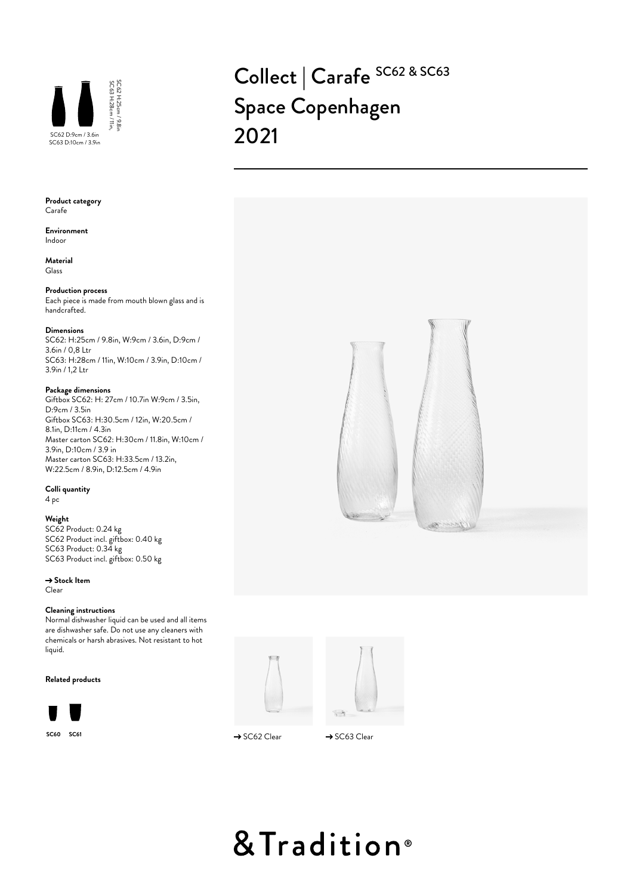# Collect | Carafe SC62 & SC63
## Space Copenhagen
## 2021

SC62 H:25cm / 9.8in
SC63 H:28cm / 11in

SC62 D:9cm / 3.6in
SC63 D:10cm / 3.9in

**Product category**
Carafe

**Environment**
Indoor

**Material**
Glass

**Production process**
Each piece is made from mouth blown glass and is handcrafted.

**Dimensions**
SC62: H:25cm / 9.8in, W:9cm / 3.6in, D:9cm / 3.6in / 0,8 Ltr
SC63: H:28cm / 11in, W:10cm / 3.9in, D:10cm / 3.9in / 1,2 Ltr

**Package dimensions**
Giftbox SC62: H: 27cm / 10.7in W:9cm / 3.5in, D:9cm / 3.5in
Giftbox SC63: H:30.5cm / 12in, W:20.5cm / 8.1in, D:11cm / 4.3in
Master carton SC62: H:30cm / 11.8in, W:10cm / 3.9in, D:10cm / 3.9 in
Master carton SC63: H:33.5cm / 13.2in, W:22.5cm / 8.9in, D:12.5cm / 4.9in

**Colli quantity**
4 pc

**Weight**
SC62 Product: 0.24 kg
SC62 Product incl. giftbox: 0.40 kg
SC63 Product: 0.34 kg
SC63 Product incl. giftbox: 0.50 kg

**→ Stock Item**
Clear

**Cleaning instructions**
Normal dishwasher liquid can be used and all items are dishwasher safe. Do not use any cleaners with chemicals or harsh abrasives. Not resistant to hot liquid.

**Related products**

SC60 SC61

→ SC62 Clear

→ SC63 Clear

&Tradition®